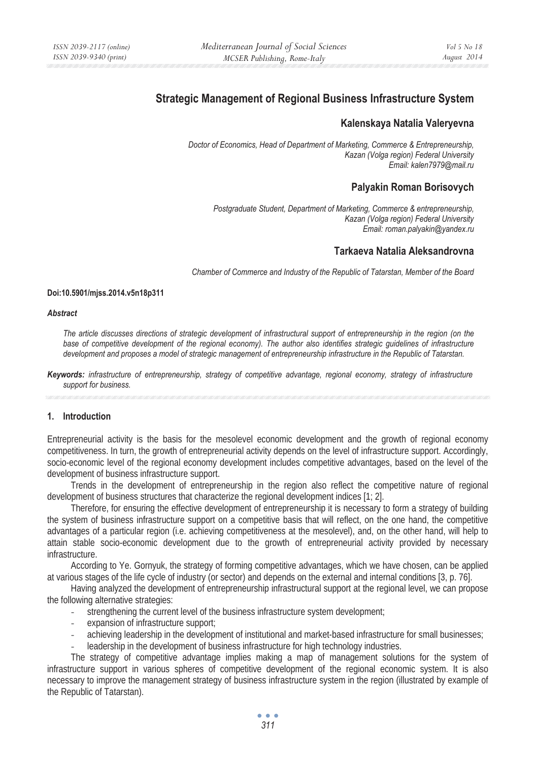# Strategic Management of Regional Business Infrastructure System

## Kalenskaya Natalia Valeryevna

*Doctor of Economics, Head of Department of Marketing, Commerce & Entrepreneurship, Kazan (Volga region) Federal University*
*Email: kalen7979@mail.ru*

## Palyakin Roman Borisovych

*Postgraduate Student, Department of Marketing, Commerce & entrepreneurship, Kazan (Volga region) Federal University*
*Email: roman.palyakin@yandex.ru*

## Tarkaeva Natalia Aleksandrovna

*Chamber of Commerce and Industry of the Republic of Tatarstan, Member of the Board*

**Doi:10.5901/mjss.2014.v5n18p311**

***Abstract***

*The article discusses directions of strategic development of infrastructural support of entrepreneurship in the region (on the base of competitive development of the regional economy). The author also identifies strategic guidelines of infrastructure development and proposes a model of strategic management of entrepreneurship infrastructure in the Republic of Tatarstan.*

***Keywords:*** *infrastructure of entrepreneurship, strategy of competitive advantage, regional economy, strategy of infrastructure support for business.*

## 1. Introduction

Entrepreneurial activity is the basis for the mesolevel economic development and the growth of regional economy competitiveness. In turn, the growth of entrepreneurial activity depends on the level of infrastructure support. Accordingly, socio-economic level of the regional economy development includes competitive advantages, based on the level of the development of business infrastructure support.

Trends in the development of entrepreneurship in the region also reflect the competitive nature of regional development of business structures that characterize the regional development indices [1; 2].

Therefore, for ensuring the effective development of entrepreneurship it is necessary to form a strategy of building the system of business infrastructure support on a competitive basis that will reflect, on the one hand, the competitive advantages of a particular region (i.e. achieving competitiveness at the mesolevel), and, on the other hand, will help to attain stable socio-economic development due to the growth of entrepreneurial activity provided by necessary infrastructure.

According to Ye. Gornyuk, the strategy of forming competitive advantages, which we have chosen, can be applied at various stages of the life cycle of industry (or sector) and depends on the external and internal conditions [3, p. 76].

Having analyzed the development of entrepreneurship infrastructural support at the regional level, we can propose the following alternative strategies:

- strengthening the current level of the business infrastructure system development;
- expansion of infrastructure support;
- achieving leadership in the development of institutional and market-based infrastructure for small businesses;
- leadership in the development of business infrastructure for high technology industries.

The strategy of competitive advantage implies making a map of management solutions for the system of infrastructure support in various spheres of competitive development of the regional economic system. It is also necessary to improve the management strategy of business infrastructure system in the region (illustrated by example of the Republic of Tatarstan).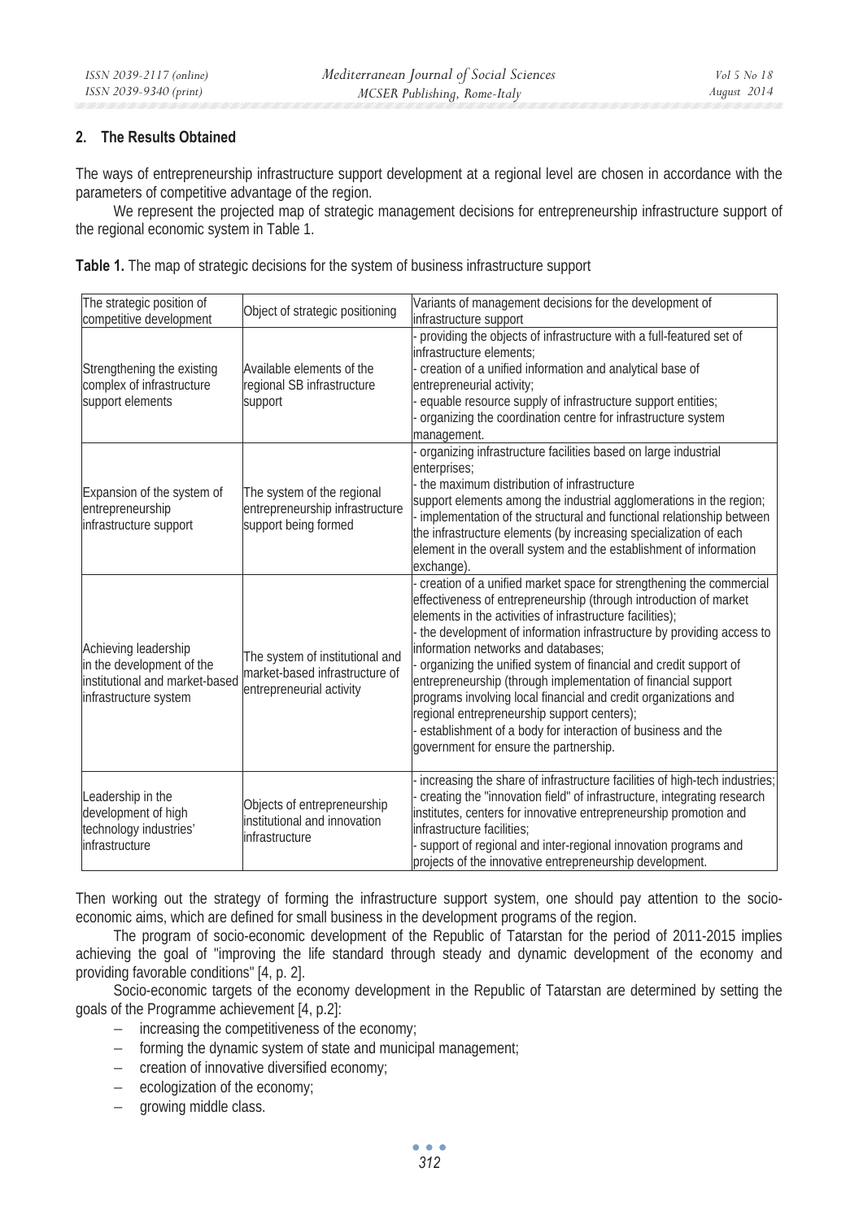## 2. The Results Obtained

The ways of entrepreneurship infrastructure support development at a regional level are chosen in accordance with the parameters of competitive advantage of the region.

We represent the projected map of strategic management decisions for entrepreneurship infrastructure support of the regional economic system in Table 1.

**Table 1.** The map of strategic decisions for the system of business infrastructure support

| The strategic position of competitive development | Object of strategic positioning | Variants of management decisions for the development of infrastructure support |
|---|---|---|
| Strengthening the existing complex of infrastructure support elements | Available elements of the regional SB infrastructure support | - providing the objects of infrastructure with a full-featured set of infrastructure elements;<br>- creation of a unified information and analytical base of entrepreneurial activity;<br>- equable resource supply of infrastructure support entities;<br>- organizing the coordination centre for infrastructure system management. |
| Expansion of the system of entrepreneurship infrastructure support | The system of the regional entrepreneurship infrastructure support being formed | - organizing infrastructure facilities based on large industrial enterprises;<br>- the maximum distribution of infrastructure support elements among the industrial agglomerations in the region;<br>- implementation of the structural and functional relationship between the infrastructure elements (by increasing specialization of each element in the overall system and the establishment of information exchange). |
| Achieving leadership in the development of the institutional and market-based infrastructure system | The system of institutional and market-based infrastructure of entrepreneurial activity | - creation of a unified market space for strengthening the commercial effectiveness of entrepreneurship (through introduction of market elements in the activities of infrastructure facilities);<br>- the development of information infrastructure by providing access to information networks and databases;<br>- organizing the unified system of financial and credit support of entrepreneurship (through implementation of financial support programs involving local financial and credit organizations and regional entrepreneurship support centers);<br>- establishment of a body for interaction of business and the government for ensure the partnership. |
| Leadership in the development of high technology industries' infrastructure | Objects of entrepreneurship institutional and innovation infrastructure | - increasing the share of infrastructure facilities of high-tech industries;<br>- creating the "innovation field" of infrastructure, integrating research institutes, centers for innovative entrepreneurship promotion and infrastructure facilities;<br>- support of regional and inter-regional innovation programs and projects of the innovative entrepreneurship development. |

Then working out the strategy of forming the infrastructure support system, one should pay attention to the socio-economic aims, which are defined for small business in the development programs of the region.

The program of socio-economic development of the Republic of Tatarstan for the period of 2011-2015 implies achieving the goal of "improving the life standard through steady and dynamic development of the economy and providing favorable conditions" [4, p. 2].

Socio-economic targets of the economy development in the Republic of Tatarstan are determined by setting the goals of the Programme achievement [4, p.2]:

- increasing the competitiveness of the economy;
- forming the dynamic system of state and municipal management;
- creation of innovative diversified economy;
- ecologization of the economy;
- growing middle class.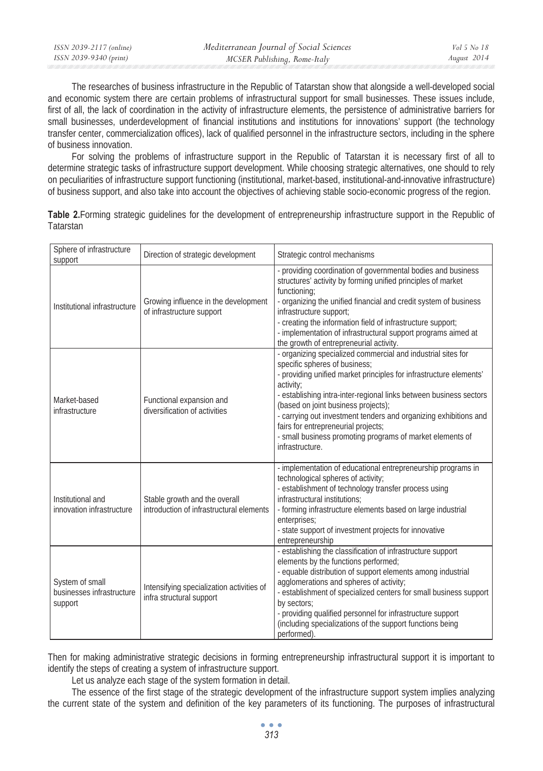The researches of business infrastructure in the Republic of Tatarstan show that alongside a well-developed social and economic system there are certain problems of infrastructural support for small businesses. These issues include, first of all, the lack of coordination in the activity of infrastructure elements, the persistence of administrative barriers for small businesses, underdevelopment of financial institutions and institutions for innovations' support (the technology transfer center, commercialization offices), lack of qualified personnel in the infrastructure sectors, including in the sphere of business innovation.

For solving the problems of infrastructure support in the Republic of Tatarstan it is necessary first of all to determine strategic tasks of infrastructure support development. While choosing strategic alternatives, one should to rely on peculiarities of infrastructure support functioning (institutional, market-based, institutional-and-innovative infrastructure) of business support, and also take into account the objectives of achieving stable socio-economic progress of the region.

**Table 2.**Forming strategic guidelines for the development of entrepreneurship infrastructure support in the Republic of Tatarstan

| Sphere of infrastructure support | Direction of strategic development | Strategic control mechanisms |
|---|---|---|
| Institutional infrastructure | Growing influence in the development of infrastructure support | - providing coordination of governmental bodies and business structures' activity by forming unified principles of market functioning;<br>- organizing the unified financial and credit system of business infrastructure support;<br>- creating the information field of infrastructure support;<br>- implementation of infrastructural support programs aimed at the growth of entrepreneurial activity. |
| Market-based infrastructure | Functional expansion and diversification of activities | - organizing specialized commercial and industrial sites for specific spheres of business;<br>- providing unified market principles for infrastructure elements' activity;<br>- establishing intra-inter-regional links between business sectors (based on joint business projects);<br>- carrying out investment tenders and organizing exhibitions and fairs for entrepreneurial projects;<br>- small business promoting programs of market elements of infrastructure. |
| Institutional and innovation infrastructure | Stable growth and the overall introduction of infrastructural elements | - implementation of educational entrepreneurship programs in technological spheres of activity;<br>- establishment of technology transfer process using infrastructural institutions;<br>- forming infrastructure elements based on large industrial enterprises;<br>- state support of investment projects for innovative entrepreneurship |
| System of small businesses infrastructure support | Intensifying specialization activities of infra structural support | - establishing the classification of infrastructure support elements by the functions performed;<br>- equable distribution of support elements among industrial agglomerations and spheres of activity;<br>- establishment of specialized centers for small business support by sectors;<br>- providing qualified personnel for infrastructure support (including specializations of the support functions being performed). |

Then for making administrative strategic decisions in forming entrepreneurship infrastructural support it is important to identify the steps of creating a system of infrastructure support.

Let us analyze each stage of the system formation in detail.

The essence of the first stage of the strategic development of the infrastructure support system implies analyzing the current state of the system and definition of the key parameters of its functioning. The purposes of infrastructural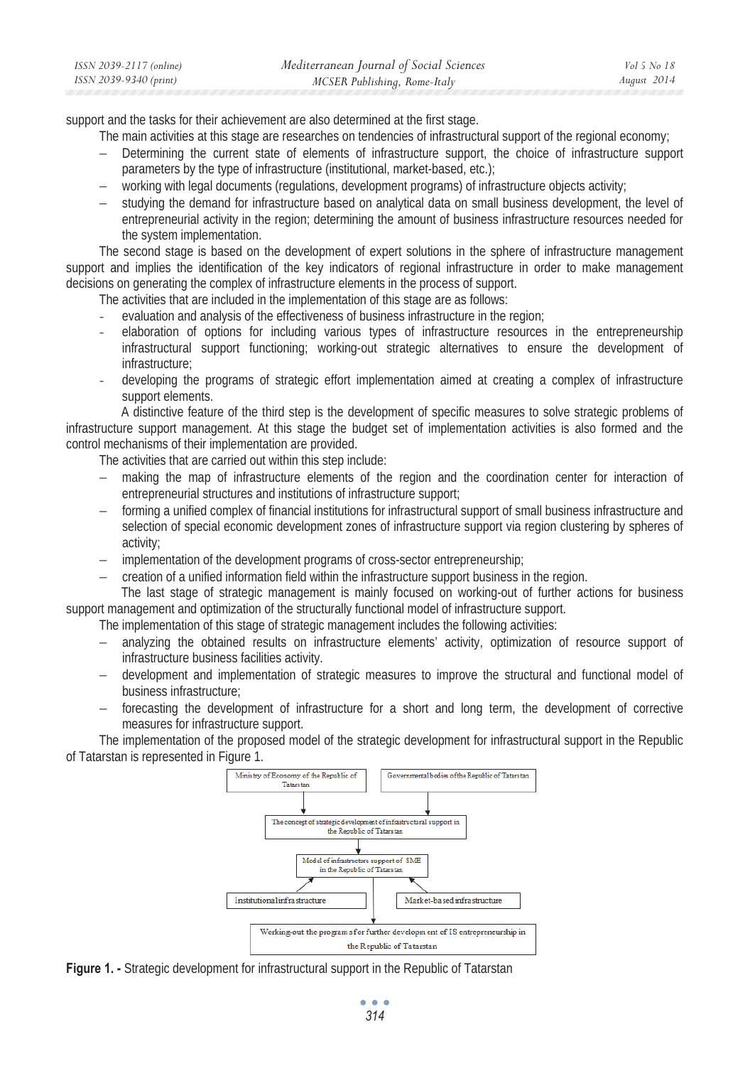support and the tasks for their achievement are also determined at the first stage.

The main activities at this stage are researches on tendencies of infrastructural support of the regional economy;

- Determining the current state of elements of infrastructure support, the choice of infrastructure support parameters by the type of infrastructure (institutional, market-based, etc.);
- working with legal documents (regulations, development programs) of infrastructure objects activity;
- studying the demand for infrastructure based on analytical data on small business development, the level of entrepreneurial activity in the region; determining the amount of business infrastructure resources needed for the system implementation.

The second stage is based on the development of expert solutions in the sphere of infrastructure management support and implies the identification of the key indicators of regional infrastructure in order to make management decisions on generating the complex of infrastructure elements in the process of support.

The activities that are included in the implementation of this stage are as follows:

- evaluation and analysis of the effectiveness of business infrastructure in the region;
- elaboration of options for including various types of infrastructure resources in the entrepreneurship infrastructural support functioning; working-out strategic alternatives to ensure the development of infrastructure;
- developing the programs of strategic effort implementation aimed at creating a complex of infrastructure support elements.

A distinctive feature of the third step is the development of specific measures to solve strategic problems of infrastructure support management. At this stage the budget set of implementation activities is also formed and the control mechanisms of their implementation are provided.

The activities that are carried out within this step include:

- making the map of infrastructure elements of the region and the coordination center for interaction of entrepreneurial structures and institutions of infrastructure support;
- forming a unified complex of financial institutions for infrastructural support of small business infrastructure and selection of special economic development zones of infrastructure support via region clustering by spheres of activity;
- implementation of the development programs of cross-sector entrepreneurship;
- creation of a unified information field within the infrastructure support business in the region.

The last stage of strategic management is mainly focused on working-out of further actions for business support management and optimization of the structurally functional model of infrastructure support.

The implementation of this stage of strategic management includes the following activities:

- analyzing the obtained results on infrastructure elements' activity, optimization of resource support of infrastructure business facilities activity.
- development and implementation of strategic measures to improve the structural and functional model of business infrastructure;
- forecasting the development of infrastructure for a short and long term, the development of corrective measures for infrastructure support.

The implementation of the proposed model of the strategic development for infrastructural support in the Republic of Tatarstan is represented in Figure 1.

Ministry of Economy of the Republic of Tatarstan

Governmental bodies of the Republic of Tatarstan

The concept of strategic development of infrastructural support in the Republic of Tatarstan

Model of infrastructure support of SME in the Republic of Tatarstan

Institutional infrastructure

Market-based infrastructure

Working-out the programs for further development of IS entrepreneurship in the Republic of Tatarstan

**Figure 1. -** Strategic development for infrastructural support in the Republic of Tatarstan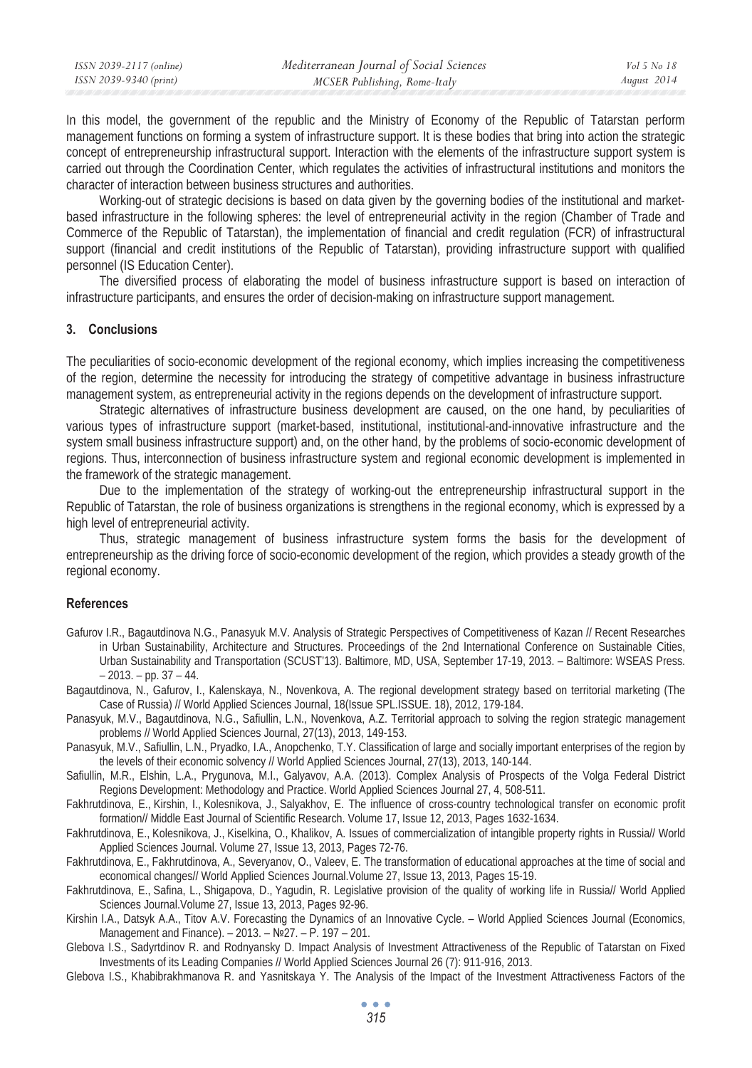In this model, the government of the republic and the Ministry of Economy of the Republic of Tatarstan perform management functions on forming a system of infrastructure support. It is these bodies that bring into action the strategic concept of entrepreneurship infrastructural support. Interaction with the elements of the infrastructure support system is carried out through the Coordination Center, which regulates the activities of infrastructural institutions and monitors the character of interaction between business structures and authorities.

Working-out of strategic decisions is based on data given by the governing bodies of the institutional and market-based infrastructure in the following spheres: the level of entrepreneurial activity in the region (Chamber of Trade and Commerce of the Republic of Tatarstan), the implementation of financial and credit regulation (FCR) of infrastructural support (financial and credit institutions of the Republic of Tatarstan), providing infrastructure support with qualified personnel (IS Education Center).

The diversified process of elaborating the model of business infrastructure support is based on interaction of infrastructure participants, and ensures the order of decision-making on infrastructure support management.

## 3. Conclusions

The peculiarities of socio-economic development of the regional economy, which implies increasing the competitiveness of the region, determine the necessity for introducing the strategy of competitive advantage in business infrastructure management system, as entrepreneurial activity in the regions depends on the development of infrastructure support.

Strategic alternatives of infrastructure business development are caused, on the one hand, by peculiarities of various types of infrastructure support (market-based, institutional, institutional-and-innovative infrastructure and the system small business infrastructure support) and, on the other hand, by the problems of socio-economic development of regions. Thus, interconnection of business infrastructure system and regional economic development is implemented in the framework of the strategic management.

Due to the implementation of the strategy of working-out the entrepreneurship infrastructural support in the Republic of Tatarstan, the role of business organizations is strengthens in the regional economy, which is expressed by a high level of entrepreneurial activity.

Thus, strategic management of business infrastructure system forms the basis for the development of entrepreneurship as the driving force of socio-economic development of the region, which provides a steady growth of the regional economy.

## References

Gafurov I.R., Bagautdinova N.G., Panasyuk M.V. Analysis of Strategic Perspectives of Competitiveness of Kazan // Recent Researches in Urban Sustainability, Architecture and Structures. Proceedings of the 2nd International Conference on Sustainable Cities, Urban Sustainability and Transportation (SCUST'13). Baltimore, MD, USA, September 17-19, 2013. – Baltimore: WSEAS Press. – 2013. – pp. 37 – 44.

Bagautdinova, N., Gafurov, I., Kalenskaya, N., Novenkova, A. The regional development strategy based on territorial marketing (The Case of Russia) // World Applied Sciences Journal, 18(Issue SPL.ISSUE. 18), 2012, 179-184.

Panasyuk, M.V., Bagautdinova, N.G., Safiullin, L.N., Novenkova, A.Z. Territorial approach to solving the region strategic management problems // World Applied Sciences Journal, 27(13), 2013, 149-153.

Panasyuk, M.V., Safiullin, L.N., Pryadko, I.A., Anopchenko, T.Y. Classification of large and socially important enterprises of the region by the levels of their economic solvency // World Applied Sciences Journal, 27(13), 2013, 140-144.

Safiullin, M.R., Elshin, L.A., Prygunova, M.I., Galyavov, A.A. (2013). Complex Analysis of Prospects of the Volga Federal District Regions Development: Methodology and Practice. World Applied Sciences Journal 27, 4, 508-511.

Fakhrutdinova, E., Kirshin, I., Kolesnikova, J., Salyakhov, E. The influence of cross-country technological transfer on economic profit formation// Middle East Journal of Scientific Research. Volume 17, Issue 12, 2013, Pages 1632-1634.

Fakhrutdinova, E., Kolesnikova, J., Kiselkina, O., Khalikov, A. Issues of commercialization of intangible property rights in Russia// World Applied Sciences Journal. Volume 27, Issue 13, 2013, Pages 72-76.

Fakhrutdinova, E., Fakhrutdinova, A., Severyanov, O., Valeev, E. The transformation of educational approaches at the time of social and economical changes// World Applied Sciences Journal.Volume 27, Issue 13, 2013, Pages 15-19.

Fakhrutdinova, E., Safina, L., Shigapova, D., Yagudin, R. Legislative provision of the quality of working life in Russia// World Applied Sciences Journal.Volume 27, Issue 13, 2013, Pages 92-96.

Kirshin I.A., Datsyk A.A., Titov A.V. Forecasting the Dynamics of an Innovative Cycle. – World Applied Sciences Journal (Economics, Management and Finance). – 2013. – №27. – P. 197 – 201.

Glebova I.S., Sadyrtdinov R. and Rodnyansky D. Impact Analysis of Investment Attractiveness of the Republic of Tatarstan on Fixed Investments of its Leading Companies // World Applied Sciences Journal 26 (7): 911-916, 2013.

Glebova I.S., Khabibrakhmanova R. and Yasnitskaya Y. The Analysis of the Impact of the Investment Attractiveness Factors of the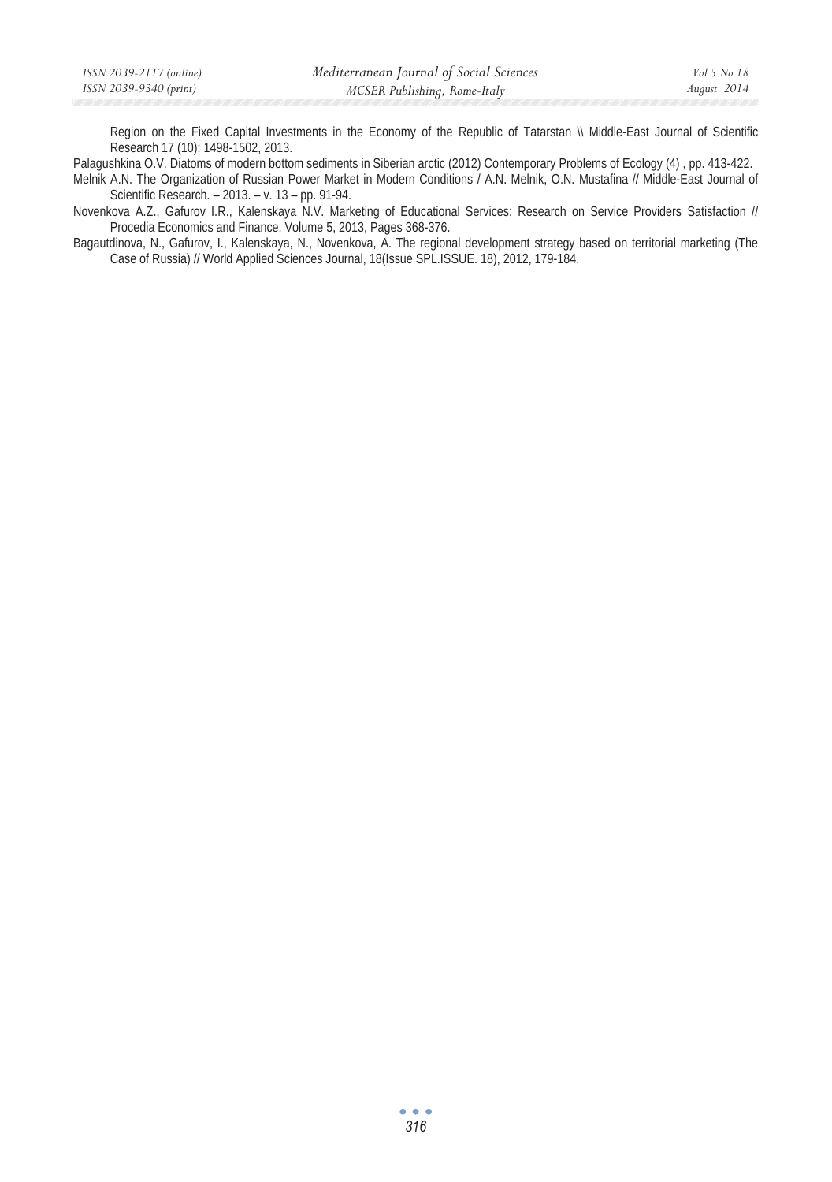Region on the Fixed Capital Investments in the Economy of the Republic of Tatarstan \\ Middle-East Journal of Scientific Research 17 (10): 1498-1502, 2013.

Palagushkina O.V. Diatoms of modern bottom sediments in Siberian arctic (2012) Contemporary Problems of Ecology (4) , pp. 413-422.

Melnik A.N. The Organization of Russian Power Market in Modern Conditions / A.N. Melnik, O.N. Mustafina // Middle-East Journal of Scientific Research. – 2013. – v. 13 – pp. 91-94.

Novenkova A.Z., Gafurov I.R., Kalenskaya N.V. Marketing of Educational Services: Research on Service Providers Satisfaction // Procedia Economics and Finance, Volume 5, 2013, Pages 368-376.

Bagautdinova, N., Gafurov, I., Kalenskaya, N., Novenkova, A. The regional development strategy based on territorial marketing (The Case of Russia) // World Applied Sciences Journal, 18(Issue SPL.ISSUE. 18), 2012, 179-184.